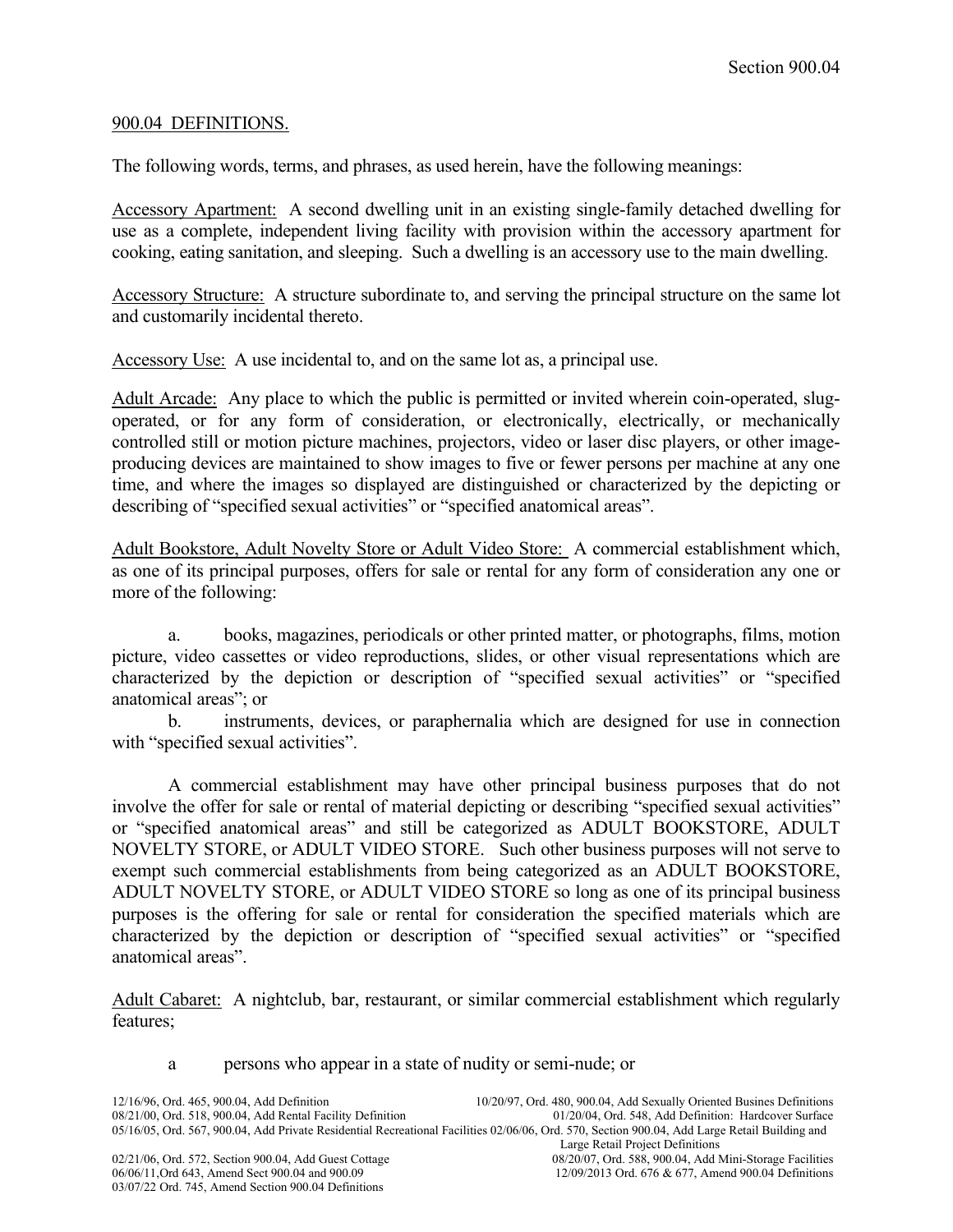## 900.04 DEFINITIONS.

The following words, terms, and phrases, as used herein, have the following meanings:

Accessory Apartment: A second dwelling unit in an existing single-family detached dwelling for use as a complete, independent living facility with provision within the accessory apartment for cooking, eating sanitation, and sleeping. Such a dwelling is an accessory use to the main dwelling.

Accessory Structure: A structure subordinate to, and serving the principal structure on the same lot and customarily incidental thereto.

Accessory Use: A use incidental to, and on the same lot as, a principal use.

Adult Arcade: Any place to which the public is permitted or invited wherein coin-operated, slug-operated, or for any form of consideration, or electronically, electrically, or mechanically controlled still or motion picture machines, projectors, video or laser disc players, or other image-producing devices are maintained to show images to five or fewer persons per machine at any one time, and where the images so displayed are distinguished or characterized by the depicting or describing of "specified sexual activities" or "specified anatomical areas".

Adult Bookstore, Adult Novelty Store or Adult Video Store: A commercial establishment which, as one of its principal purposes, offers for sale or rental for any form of consideration any one or more of the following:

a. books, magazines, periodicals or other printed matter, or photographs, films, motion picture, video cassettes or video reproductions, slides, or other visual representations which are characterized by the depiction or description of "specified sexual activities" or "specified anatomical areas"; or

b. instruments, devices, or paraphernalia which are designed for use in connection with "specified sexual activities".

A commercial establishment may have other principal business purposes that do not involve the offer for sale or rental of material depicting or describing "specified sexual activities" or "specified anatomical areas" and still be categorized as ADULT BOOKSTORE, ADULT NOVELTY STORE, or ADULT VIDEO STORE. Such other business purposes will not serve to exempt such commercial establishments from being categorized as an ADULT BOOKSTORE, ADULT NOVELTY STORE, or ADULT VIDEO STORE so long as one of its principal business purposes is the offering for sale or rental for consideration the specified materials which are characterized by the depiction or description of "specified sexual activities" or "specified anatomical areas".

Adult Cabaret: A nightclub, bar, restaurant, or similar commercial establishment which regularly features;

a persons who appear in a state of nudity or semi-nude; or

12/16/96, Ord. 465, 900.04, Add Definition
10/20/97, Ord. 480, 900.04, Add Sexually Oriented Busines Definitions
08/21/00, Ord. 518, 900.04, Add Rental Facility Definition
01/20/04, Ord. 548, Add Definition: Hardcover Surface
05/16/05, Ord. 567, 900.04, Add Private Residential Recreational Facilities
02/06/06, Ord. 570, Section 900.04, Add Large Retail Building and Large Retail Project Definitions
02/21/06, Ord. 572, Section 900.04, Add Guest Cottage
08/20/07, Ord. 588, 900.04, Add Mini-Storage Facilities
06/06/11, Ord 643, Amend Sect 900.04 and 900.09
12/09/2013 Ord. 676 & 677, Amend 900.04 Definitions
03/07/22 Ord. 745, Amend Section 900.04 Definitions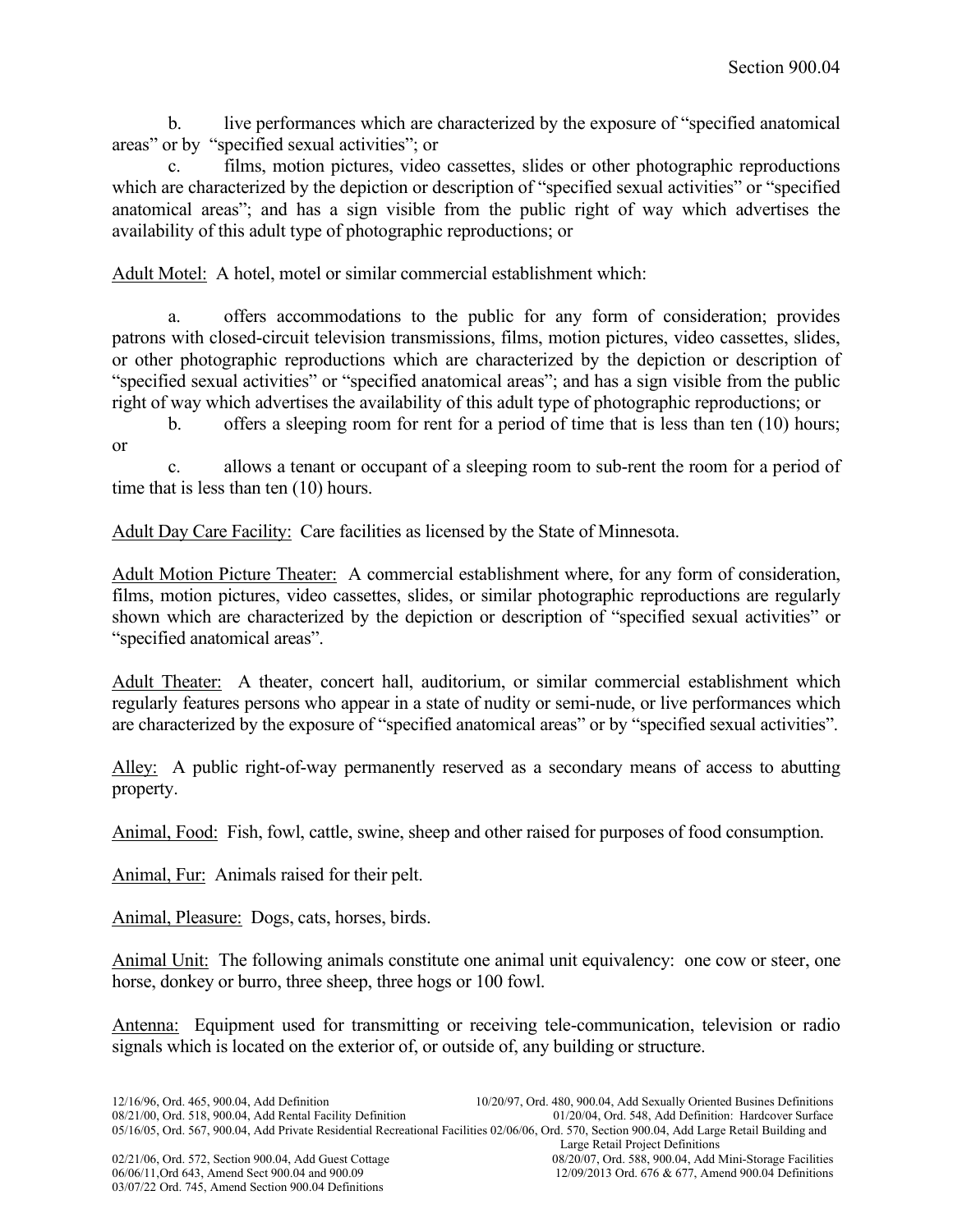b. live performances which are characterized by the exposure of "specified anatomical areas" or by "specified sexual activities"; or

c. films, motion pictures, video cassettes, slides or other photographic reproductions which are characterized by the depiction or description of "specified sexual activities" or "specified anatomical areas"; and has a sign visible from the public right of way which advertises the availability of this adult type of photographic reproductions; or

Adult Motel: A hotel, motel or similar commercial establishment which:

a. offers accommodations to the public for any form of consideration; provides patrons with closed-circuit television transmissions, films, motion pictures, video cassettes, slides, or other photographic reproductions which are characterized by the depiction or description of "specified sexual activities" or "specified anatomical areas"; and has a sign visible from the public right of way which advertises the availability of this adult type of photographic reproductions; or

b. offers a sleeping room for rent for a period of time that is less than ten (10) hours; or

c. allows a tenant or occupant of a sleeping room to sub-rent the room for a period of time that is less than ten (10) hours.

Adult Day Care Facility: Care facilities as licensed by the State of Minnesota.

Adult Motion Picture Theater: A commercial establishment where, for any form of consideration, films, motion pictures, video cassettes, slides, or similar photographic reproductions are regularly shown which are characterized by the depiction or description of "specified sexual activities" or "specified anatomical areas".

Adult Theater: A theater, concert hall, auditorium, or similar commercial establishment which regularly features persons who appear in a state of nudity or semi-nude, or live performances which are characterized by the exposure of "specified anatomical areas" or by "specified sexual activities".

Alley: A public right-of-way permanently reserved as a secondary means of access to abutting property.

Animal, Food: Fish, fowl, cattle, swine, sheep and other raised for purposes of food consumption.

Animal, Fur: Animals raised for their pelt.

Animal, Pleasure: Dogs, cats, horses, birds.

Animal Unit: The following animals constitute one animal unit equivalency: one cow or steer, one horse, donkey or burro, three sheep, three hogs or 100 fowl.

Antenna: Equipment used for transmitting or receiving tele-communication, television or radio signals which is located on the exterior of, or outside of, any building or structure.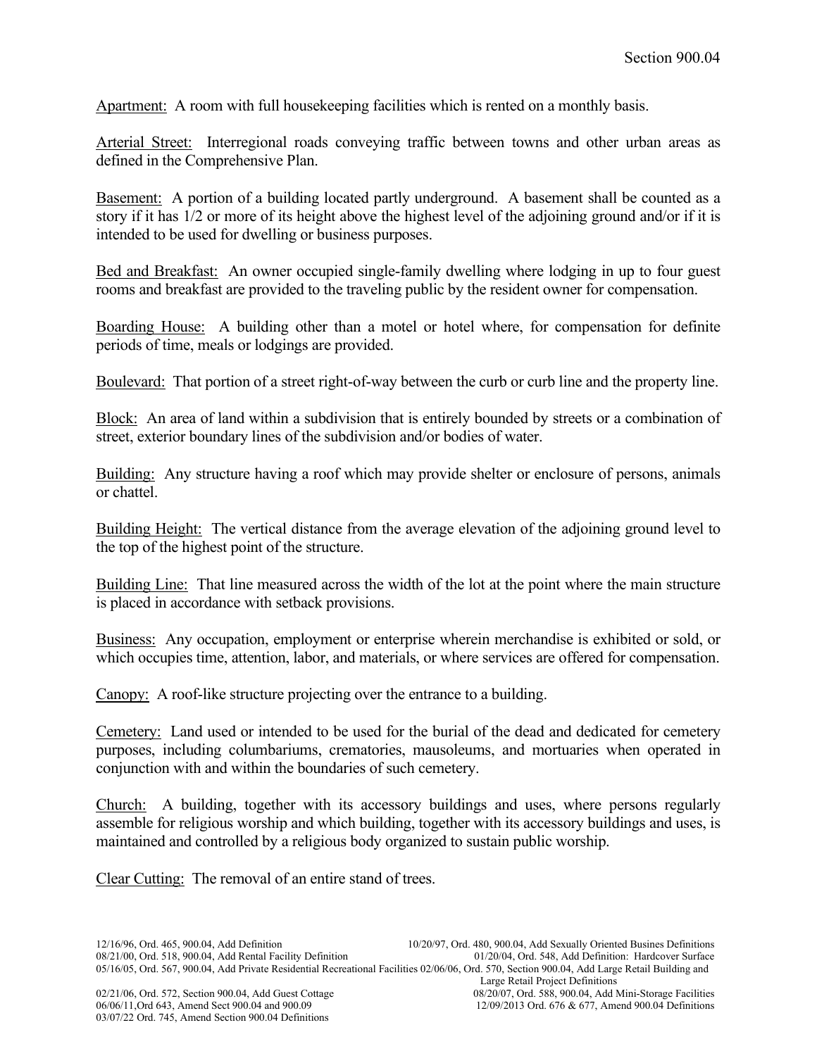Apartment: A room with full housekeeping facilities which is rented on a monthly basis.

Arterial Street: Interregional roads conveying traffic between towns and other urban areas as defined in the Comprehensive Plan.

Basement: A portion of a building located partly underground. A basement shall be counted as a story if it has 1/2 or more of its height above the highest level of the adjoining ground and/or if it is intended to be used for dwelling or business purposes.

Bed and Breakfast: An owner occupied single-family dwelling where lodging in up to four guest rooms and breakfast are provided to the traveling public by the resident owner for compensation.

Boarding House: A building other than a motel or hotel where, for compensation for definite periods of time, meals or lodgings are provided.

Boulevard: That portion of a street right-of-way between the curb or curb line and the property line.

Block: An area of land within a subdivision that is entirely bounded by streets or a combination of street, exterior boundary lines of the subdivision and/or bodies of water.

Building: Any structure having a roof which may provide shelter or enclosure of persons, animals or chattel.

Building Height: The vertical distance from the average elevation of the adjoining ground level to the top of the highest point of the structure.

Building Line: That line measured across the width of the lot at the point where the main structure is placed in accordance with setback provisions.

Business: Any occupation, employment or enterprise wherein merchandise is exhibited or sold, or which occupies time, attention, labor, and materials, or where services are offered for compensation.

Canopy: A roof-like structure projecting over the entrance to a building.

Cemetery: Land used or intended to be used for the burial of the dead and dedicated for cemetery purposes, including columbariums, crematories, mausoleums, and mortuaries when operated in conjunction with and within the boundaries of such cemetery.

Church: A building, together with its accessory buildings and uses, where persons regularly assemble for religious worship and which building, together with its accessory buildings and uses, is maintained and controlled by a religious body organized to sustain public worship.

Clear Cutting: The removal of an entire stand of trees.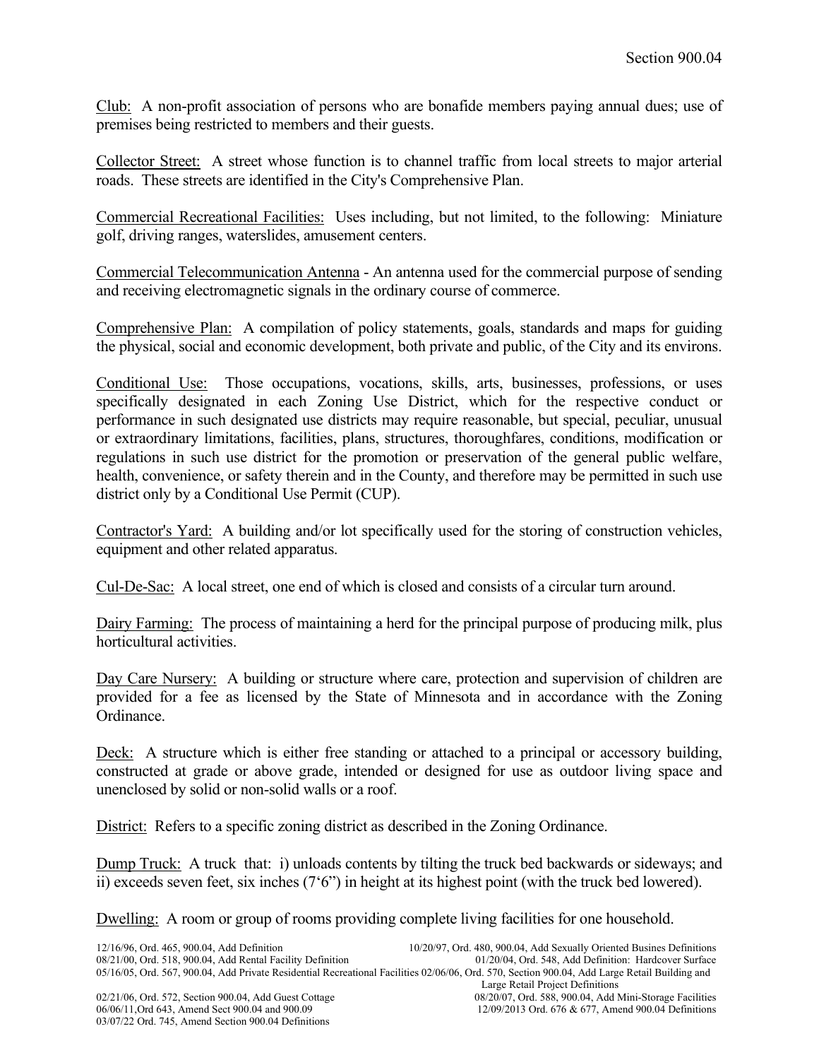Club: A non-profit association of persons who are bonafide members paying annual dues; use of premises being restricted to members and their guests.

Collector Street: A street whose function is to channel traffic from local streets to major arterial roads. These streets are identified in the City's Comprehensive Plan.

Commercial Recreational Facilities: Uses including, but not limited, to the following: Miniature golf, driving ranges, waterslides, amusement centers.

Commercial Telecommunication Antenna - An antenna used for the commercial purpose of sending and receiving electromagnetic signals in the ordinary course of commerce.

Comprehensive Plan: A compilation of policy statements, goals, standards and maps for guiding the physical, social and economic development, both private and public, of the City and its environs.

Conditional Use: Those occupations, vocations, skills, arts, businesses, professions, or uses specifically designated in each Zoning Use District, which for the respective conduct or performance in such designated use districts may require reasonable, but special, peculiar, unusual or extraordinary limitations, facilities, plans, structures, thoroughfares, conditions, modification or regulations in such use district for the promotion or preservation of the general public welfare, health, convenience, or safety therein and in the County, and therefore may be permitted in such use district only by a Conditional Use Permit (CUP).

Contractor's Yard: A building and/or lot specifically used for the storing of construction vehicles, equipment and other related apparatus.

Cul-De-Sac: A local street, one end of which is closed and consists of a circular turn around.

Dairy Farming: The process of maintaining a herd for the principal purpose of producing milk, plus horticultural activities.

Day Care Nursery: A building or structure where care, protection and supervision of children are provided for a fee as licensed by the State of Minnesota and in accordance with the Zoning Ordinance.

Deck: A structure which is either free standing or attached to a principal or accessory building, constructed at grade or above grade, intended or designed for use as outdoor living space and unenclosed by solid or non-solid walls or a roof.

District: Refers to a specific zoning district as described in the Zoning Ordinance.

Dump Truck: A truck that: i) unloads contents by tilting the truck bed backwards or sideways; and ii) exceeds seven feet, six inches (7'6") in height at its highest point (with the truck bed lowered).

Dwelling: A room or group of rooms providing complete living facilities for one household.

12/16/96, Ord. 465, 900.04, Add Definition
10/20/97, Ord. 480, 900.04, Add Sexually Oriented Busines Definitions
08/21/00, Ord. 518, 900.04, Add Rental Facility Definition
01/20/04, Ord. 548, Add Definition: Hardcover Surface
05/16/05, Ord. 567, 900.04, Add Private Residential Recreational Facilities
02/06/06, Ord. 570, Section 900.04, Add Large Retail Building and Large Retail Project Definitions
02/21/06, Ord. 572, Section 900.04, Add Guest Cottage
08/20/07, Ord. 588, 900.04, Add Mini-Storage Facilities
06/06/11,Ord 643, Amend Sect 900.04 and 900.09
12/09/2013 Ord. 676 & 677, Amend 900.04 Definitions
03/07/22 Ord. 745, Amend Section 900.04 Definitions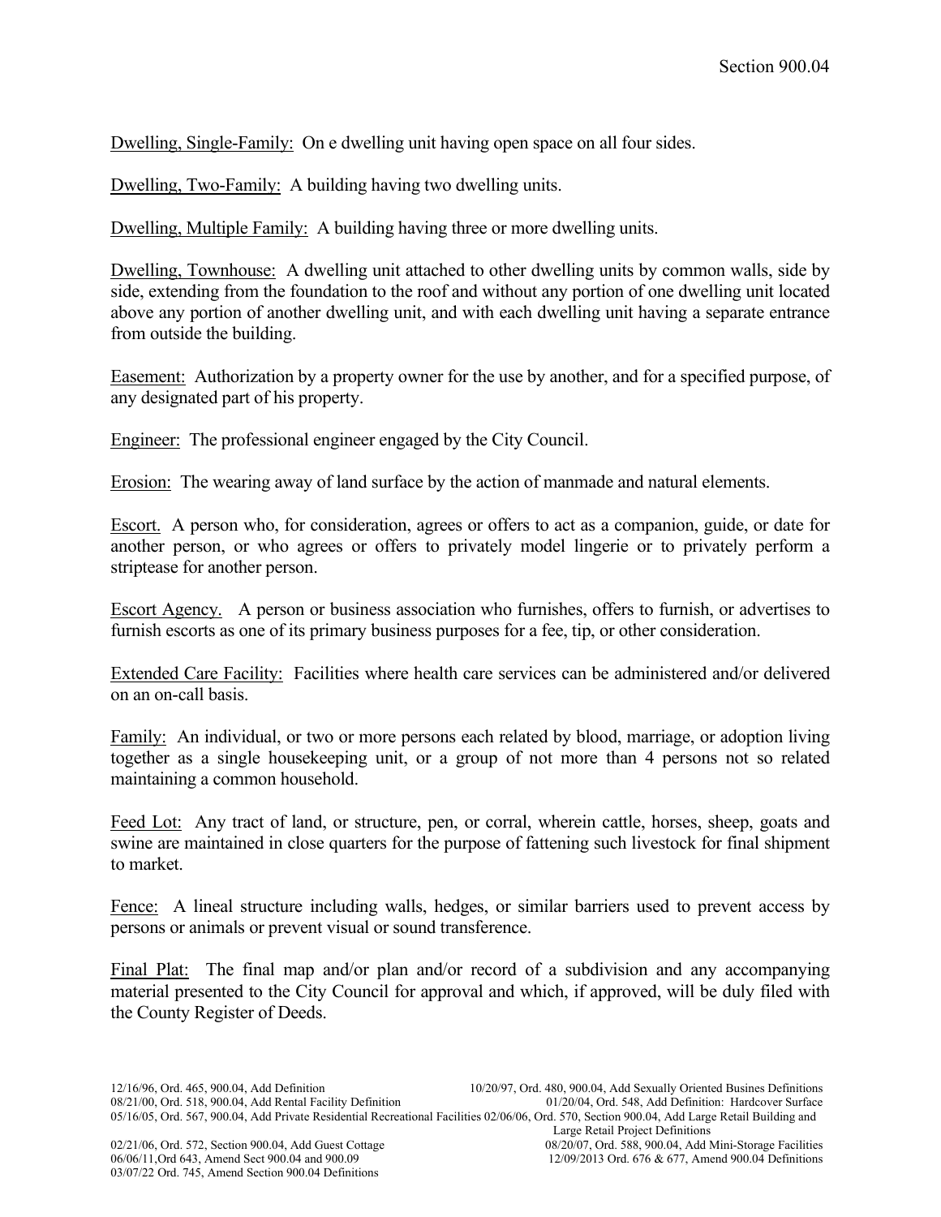Dwelling, Single-Family: On e dwelling unit having open space on all four sides.

Dwelling, Two-Family: A building having two dwelling units.

Dwelling, Multiple Family: A building having three or more dwelling units.

Dwelling, Townhouse: A dwelling unit attached to other dwelling units by common walls, side by side, extending from the foundation to the roof and without any portion of one dwelling unit located above any portion of another dwelling unit, and with each dwelling unit having a separate entrance from outside the building.

Easement: Authorization by a property owner for the use by another, and for a specified purpose, of any designated part of his property.

Engineer: The professional engineer engaged by the City Council.

Erosion: The wearing away of land surface by the action of manmade and natural elements.

Escort. A person who, for consideration, agrees or offers to act as a companion, guide, or date for another person, or who agrees or offers to privately model lingerie or to privately perform a striptease for another person.

Escort Agency. A person or business association who furnishes, offers to furnish, or advertises to furnish escorts as one of its primary business purposes for a fee, tip, or other consideration.

Extended Care Facility: Facilities where health care services can be administered and/or delivered on an on-call basis.

Family: An individual, or two or more persons each related by blood, marriage, or adoption living together as a single housekeeping unit, or a group of not more than 4 persons not so related maintaining a common household.

Feed Lot: Any tract of land, or structure, pen, or corral, wherein cattle, horses, sheep, goats and swine are maintained in close quarters for the purpose of fattening such livestock for final shipment to market.

Fence: A lineal structure including walls, hedges, or similar barriers used to prevent access by persons or animals or prevent visual or sound transference.

Final Plat: The final map and/or plan and/or record of a subdivision and any accompanying material presented to the City Council for approval and which, if approved, will be duly filed with the County Register of Deeds.

12/16/96, Ord. 465, 900.04, Add Definition
10/20/97, Ord. 480, 900.04, Add Sexually Oriented Busines Definitions
08/21/00, Ord. 518, 900.04, Add Rental Facility Definition
01/20/04, Ord. 548, Add Definition: Hardcover Surface
05/16/05, Ord. 567, 900.04, Add Private Residential Recreational Facilities
02/06/06, Ord. 570, Section 900.04, Add Large Retail Building and Large Retail Project Definitions
02/21/06, Ord. 572, Section 900.04, Add Guest Cottage
08/20/07, Ord. 588, 900.04, Add Mini-Storage Facilities
06/06/11, Ord 643, Amend Sect 900.04 and 900.09
12/09/2013 Ord. 676 & 677, Amend 900.04 Definitions
03/07/22 Ord. 745, Amend Section 900.04 Definitions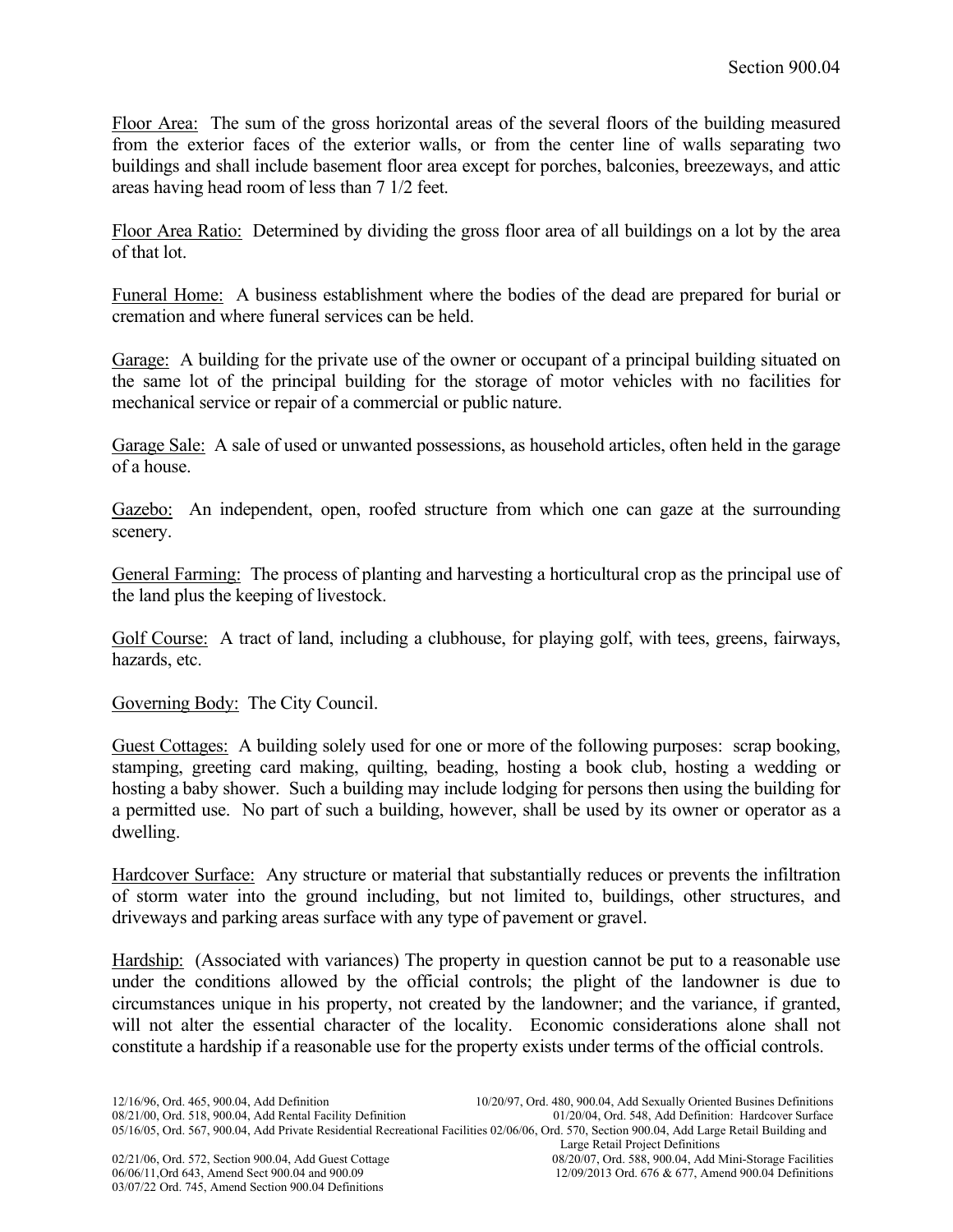Floor Area: The sum of the gross horizontal areas of the several floors of the building measured from the exterior faces of the exterior walls, or from the center line of walls separating two buildings and shall include basement floor area except for porches, balconies, breezeways, and attic areas having head room of less than 7 1/2 feet.

Floor Area Ratio: Determined by dividing the gross floor area of all buildings on a lot by the area of that lot.

Funeral Home: A business establishment where the bodies of the dead are prepared for burial or cremation and where funeral services can be held.

Garage: A building for the private use of the owner or occupant of a principal building situated on the same lot of the principal building for the storage of motor vehicles with no facilities for mechanical service or repair of a commercial or public nature.

Garage Sale: A sale of used or unwanted possessions, as household articles, often held in the garage of a house.

Gazebo: An independent, open, roofed structure from which one can gaze at the surrounding scenery.

General Farming: The process of planting and harvesting a horticultural crop as the principal use of the land plus the keeping of livestock.

Golf Course: A tract of land, including a clubhouse, for playing golf, with tees, greens, fairways, hazards, etc.

Governing Body: The City Council.

Guest Cottages: A building solely used for one or more of the following purposes: scrap booking, stamping, greeting card making, quilting, beading, hosting a book club, hosting a wedding or hosting a baby shower. Such a building may include lodging for persons then using the building for a permitted use. No part of such a building, however, shall be used by its owner or operator as a dwelling.

Hardcover Surface: Any structure or material that substantially reduces or prevents the infiltration of storm water into the ground including, but not limited to, buildings, other structures, and driveways and parking areas surface with any type of pavement or gravel.

Hardship: (Associated with variances) The property in question cannot be put to a reasonable use under the conditions allowed by the official controls; the plight of the landowner is due to circumstances unique in his property, not created by the landowner; and the variance, if granted, will not alter the essential character of the locality. Economic considerations alone shall not constitute a hardship if a reasonable use for the property exists under terms of the official controls.

12/16/96, Ord. 465, 900.04, Add Definition
10/20/97, Ord. 480, 900.04, Add Sexually Oriented Busines Definitions
08/21/00, Ord. 518, 900.04, Add Rental Facility Definition
01/20/04, Ord. 548, Add Definition: Hardcover Surface
05/16/05, Ord. 567, 900.04, Add Private Residential Recreational Facilities
02/06/06, Ord. 570, Section 900.04, Add Large Retail Building and Large Retail Project Definitions
02/21/06, Ord. 572, Section 900.04, Add Guest Cottage
08/20/07, Ord. 588, 900.04, Add Mini-Storage Facilities
06/06/11, Ord 643, Amend Sect 900.04 and 900.09
12/09/2013 Ord. 676 & 677, Amend 900.04 Definitions
03/07/22 Ord. 745, Amend Section 900.04 Definitions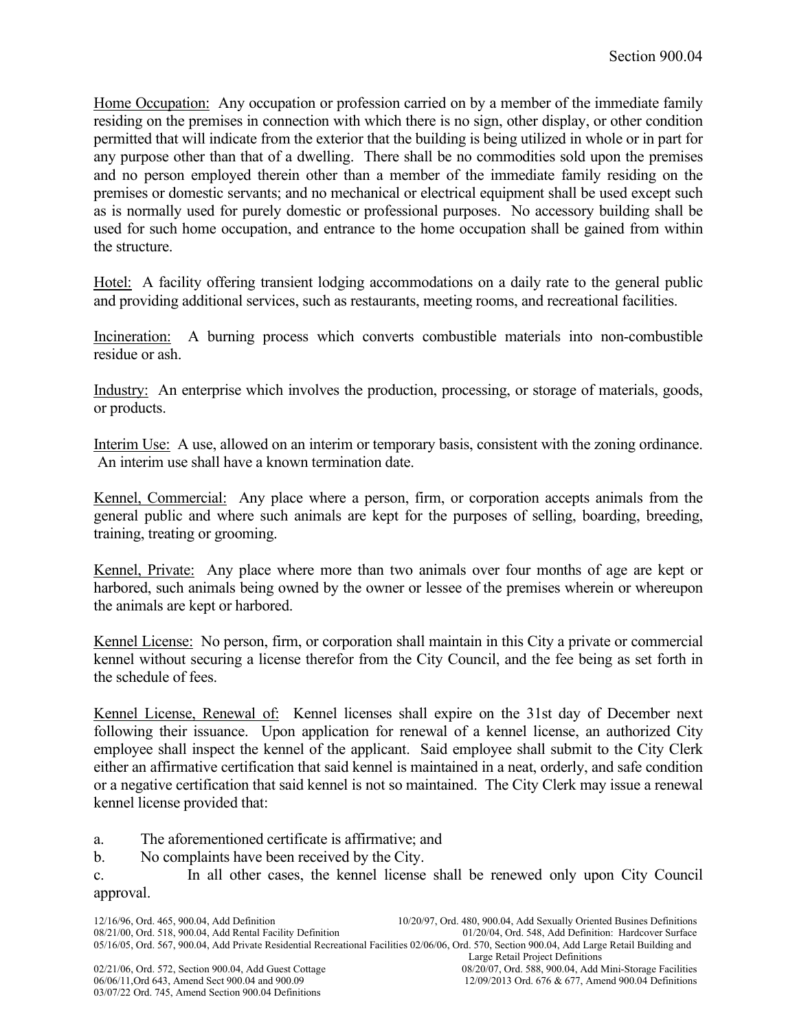Home Occupation: Any occupation or profession carried on by a member of the immediate family residing on the premises in connection with which there is no sign, other display, or other condition permitted that will indicate from the exterior that the building is being utilized in whole or in part for any purpose other than that of a dwelling. There shall be no commodities sold upon the premises and no person employed therein other than a member of the immediate family residing on the premises or domestic servants; and no mechanical or electrical equipment shall be used except such as is normally used for purely domestic or professional purposes. No accessory building shall be used for such home occupation, and entrance to the home occupation shall be gained from within the structure.

Hotel: A facility offering transient lodging accommodations on a daily rate to the general public and providing additional services, such as restaurants, meeting rooms, and recreational facilities.

Incineration: A burning process which converts combustible materials into non-combustible residue or ash.

Industry: An enterprise which involves the production, processing, or storage of materials, goods, or products.

Interim Use: A use, allowed on an interim or temporary basis, consistent with the zoning ordinance. An interim use shall have a known termination date.

Kennel, Commercial: Any place where a person, firm, or corporation accepts animals from the general public and where such animals are kept for the purposes of selling, boarding, breeding, training, treating or grooming.

Kennel, Private: Any place where more than two animals over four months of age are kept or harbored, such animals being owned by the owner or lessee of the premises wherein or whereupon the animals are kept or harbored.

Kennel License: No person, firm, or corporation shall maintain in this City a private or commercial kennel without securing a license therefor from the City Council, and the fee being as set forth in the schedule of fees.

Kennel License, Renewal of: Kennel licenses shall expire on the 31st day of December next following their issuance. Upon application for renewal of a kennel license, an authorized City employee shall inspect the kennel of the applicant. Said employee shall submit to the City Clerk either an affirmative certification that said kennel is maintained in a neat, orderly, and safe condition or a negative certification that said kennel is not so maintained. The City Clerk may issue a renewal kennel license provided that:

a. The aforementioned certificate is affirmative; and
b. No complaints have been received by the City.
c. In all other cases, the kennel license shall be renewed only upon City Council approval.

12/16/96, Ord. 465, 900.04, Add Definition
10/20/97, Ord. 480, 900.04, Add Sexually Oriented Busines Definitions
08/21/00, Ord. 518, 900.04, Add Rental Facility Definition
01/20/04, Ord. 548, Add Definition: Hardcover Surface
05/16/05, Ord. 567, 900.04, Add Private Residential Recreational Facilities
02/06/06, Ord. 570, Section 900.04, Add Large Retail Building and Large Retail Project Definitions
02/21/06, Ord. 572, Section 900.04, Add Guest Cottage
08/20/07, Ord. 588, 900.04, Add Mini-Storage Facilities
06/06/11, Ord 643, Amend Sect 900.04 and 900.09
12/09/2013 Ord. 676 & 677, Amend 900.04 Definitions
03/07/22 Ord. 745, Amend Section 900.04 Definitions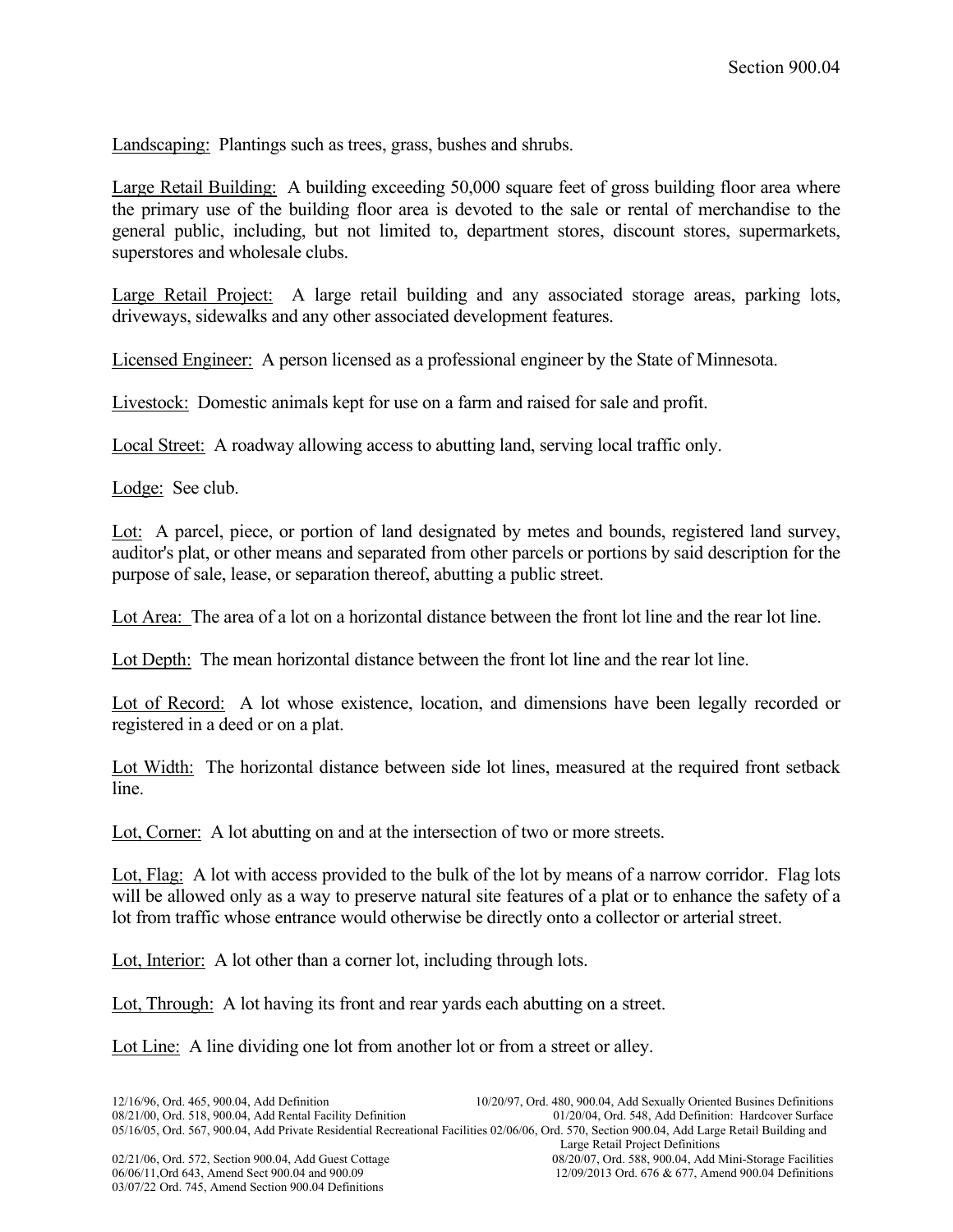Landscaping: Plantings such as trees, grass, bushes and shrubs.

Large Retail Building: A building exceeding 50,000 square feet of gross building floor area where the primary use of the building floor area is devoted to the sale or rental of merchandise to the general public, including, but not limited to, department stores, discount stores, supermarkets, superstores and wholesale clubs.

Large Retail Project: A large retail building and any associated storage areas, parking lots, driveways, sidewalks and any other associated development features.

Licensed Engineer: A person licensed as a professional engineer by the State of Minnesota.

Livestock: Domestic animals kept for use on a farm and raised for sale and profit.

Local Street: A roadway allowing access to abutting land, serving local traffic only.

Lodge: See club.

Lot: A parcel, piece, or portion of land designated by metes and bounds, registered land survey, auditor's plat, or other means and separated from other parcels or portions by said description for the purpose of sale, lease, or separation thereof, abutting a public street.

Lot Area: The area of a lot on a horizontal distance between the front lot line and the rear lot line.

Lot Depth: The mean horizontal distance between the front lot line and the rear lot line.

Lot of Record: A lot whose existence, location, and dimensions have been legally recorded or registered in a deed or on a plat.

Lot Width: The horizontal distance between side lot lines, measured at the required front setback line.

Lot, Corner: A lot abutting on and at the intersection of two or more streets.

Lot, Flag: A lot with access provided to the bulk of the lot by means of a narrow corridor. Flag lots will be allowed only as a way to preserve natural site features of a plat or to enhance the safety of a lot from traffic whose entrance would otherwise be directly onto a collector or arterial street.

Lot, Interior: A lot other than a corner lot, including through lots.

Lot, Through: A lot having its front and rear yards each abutting on a street.

Lot Line: A line dividing one lot from another lot or from a street or alley.

12/16/96, Ord. 465, 900.04, Add Definition
10/20/97, Ord. 480, 900.04, Add Sexually Oriented Busines Definitions
08/21/00, Ord. 518, 900.04, Add Rental Facility Definition
01/20/04, Ord. 548, Add Definition: Hardcover Surface
05/16/05, Ord. 567, 900.04, Add Private Residential Recreational Facilities
02/06/06, Ord. 570, Section 900.04, Add Large Retail Building and Large Retail Project Definitions
02/21/06, Ord. 572, Section 900.04, Add Guest Cottage
08/20/07, Ord. 588, 900.04, Add Mini-Storage Facilities
06/06/11,Ord 643, Amend Sect 900.04 and 900.09
12/09/2013 Ord. 676 & 677, Amend 900.04 Definitions
03/07/22 Ord. 745, Amend Section 900.04 Definitions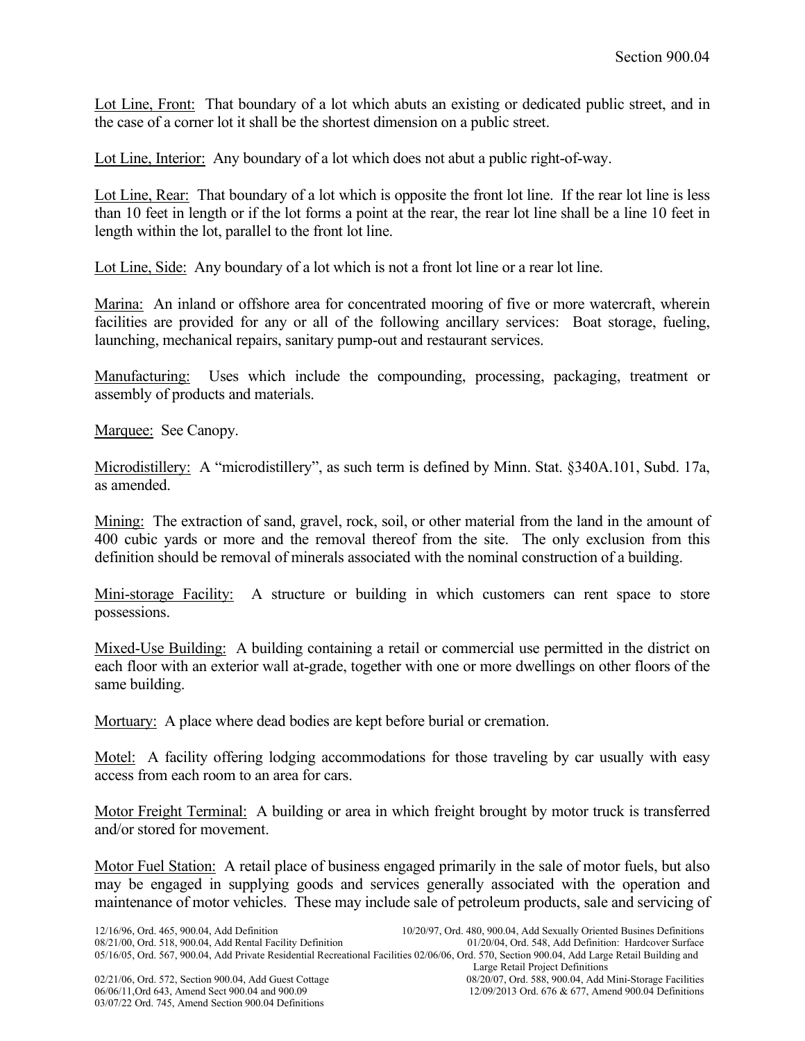Lot Line, Front: That boundary of a lot which abuts an existing or dedicated public street, and in the case of a corner lot it shall be the shortest dimension on a public street.

Lot Line, Interior: Any boundary of a lot which does not abut a public right-of-way.

Lot Line, Rear: That boundary of a lot which is opposite the front lot line. If the rear lot line is less than 10 feet in length or if the lot forms a point at the rear, the rear lot line shall be a line 10 feet in length within the lot, parallel to the front lot line.

Lot Line, Side: Any boundary of a lot which is not a front lot line or a rear lot line.

Marina: An inland or offshore area for concentrated mooring of five or more watercraft, wherein facilities are provided for any or all of the following ancillary services: Boat storage, fueling, launching, mechanical repairs, sanitary pump-out and restaurant services.

Manufacturing: Uses which include the compounding, processing, packaging, treatment or assembly of products and materials.

Marquee: See Canopy.

Microdistillery: A "microdistillery", as such term is defined by Minn. Stat. §340A.101, Subd. 17a, as amended.

Mining: The extraction of sand, gravel, rock, soil, or other material from the land in the amount of 400 cubic yards or more and the removal thereof from the site. The only exclusion from this definition should be removal of minerals associated with the nominal construction of a building.

Mini-storage Facility: A structure or building in which customers can rent space to store possessions.

Mixed-Use Building: A building containing a retail or commercial use permitted in the district on each floor with an exterior wall at-grade, together with one or more dwellings on other floors of the same building.

Mortuary: A place where dead bodies are kept before burial or cremation.

Motel: A facility offering lodging accommodations for those traveling by car usually with easy access from each room to an area for cars.

Motor Freight Terminal: A building or area in which freight brought by motor truck is transferred and/or stored for movement.

Motor Fuel Station: A retail place of business engaged primarily in the sale of motor fuels, but also may be engaged in supplying goods and services generally associated with the operation and maintenance of motor vehicles. These may include sale of petroleum products, sale and servicing of

12/16/96, Ord. 465, 900.04, Add Definition
10/20/97, Ord. 480, 900.04, Add Sexually Oriented Busines Definitions
08/21/00, Ord. 518, 900.04, Add Rental Facility Definition
01/20/04, Ord. 548, Add Definition: Hardcover Surface
05/16/05, Ord. 567, 900.04, Add Private Residential Recreational Facilities
02/06/06, Ord. 570, Section 900.04, Add Large Retail Building and Large Retail Project Definitions
02/21/06, Ord. 572, Section 900.04, Add Guest Cottage
08/20/07, Ord. 588, 900.04, Add Mini-Storage Facilities
06/06/11, Ord 643, Amend Sect 900.04 and 900.09
12/09/2013 Ord. 676 & 677, Amend 900.04 Definitions
03/07/22 Ord. 745, Amend Section 900.04 Definitions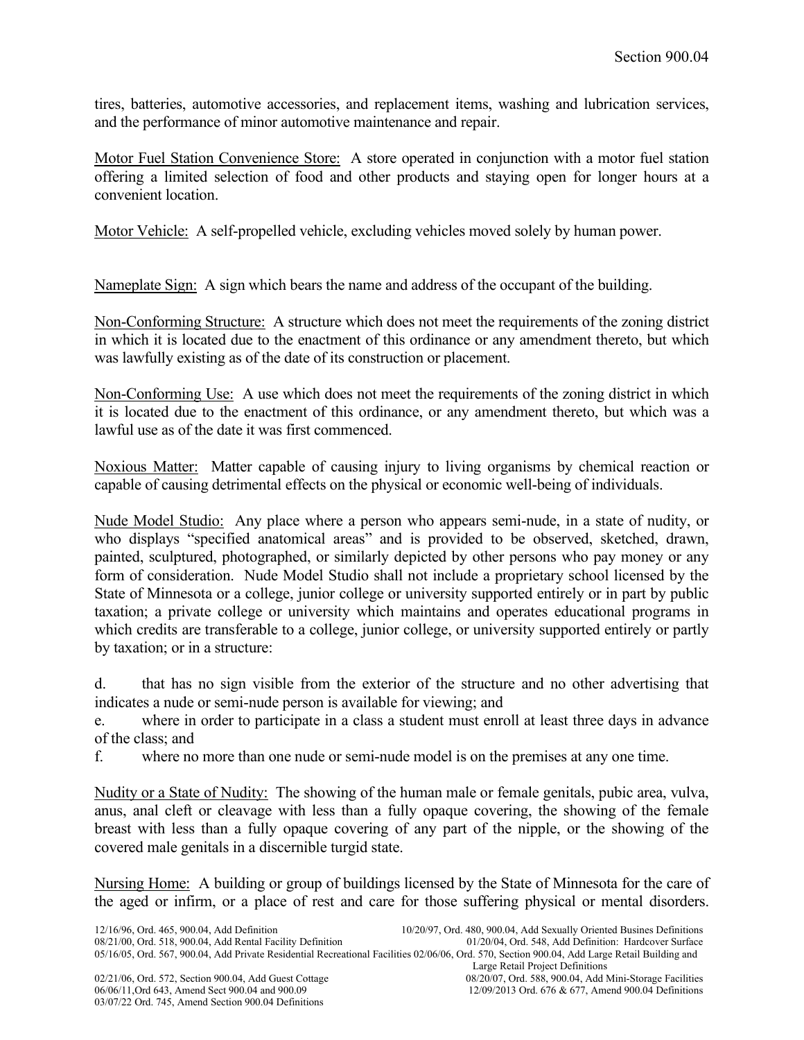tires, batteries, automotive accessories, and replacement items, washing and lubrication services, and the performance of minor automotive maintenance and repair.

Motor Fuel Station Convenience Store: A store operated in conjunction with a motor fuel station offering a limited selection of food and other products and staying open for longer hours at a convenient location.

Motor Vehicle: A self-propelled vehicle, excluding vehicles moved solely by human power.

Nameplate Sign: A sign which bears the name and address of the occupant of the building.

Non-Conforming Structure: A structure which does not meet the requirements of the zoning district in which it is located due to the enactment of this ordinance or any amendment thereto, but which was lawfully existing as of the date of its construction or placement.

Non-Conforming Use: A use which does not meet the requirements of the zoning district in which it is located due to the enactment of this ordinance, or any amendment thereto, but which was a lawful use as of the date it was first commenced.

Noxious Matter: Matter capable of causing injury to living organisms by chemical reaction or capable of causing detrimental effects on the physical or economic well-being of individuals.

Nude Model Studio: Any place where a person who appears semi-nude, in a state of nudity, or who displays "specified anatomical areas" and is provided to be observed, sketched, drawn, painted, sculptured, photographed, or similarly depicted by other persons who pay money or any form of consideration. Nude Model Studio shall not include a proprietary school licensed by the State of Minnesota or a college, junior college or university supported entirely or in part by public taxation; a private college or university which maintains and operates educational programs in which credits are transferable to a college, junior college, or university supported entirely or partly by taxation; or in a structure:

d. that has no sign visible from the exterior of the structure and no other advertising that indicates a nude or semi-nude person is available for viewing; and

e. where in order to participate in a class a student must enroll at least three days in advance of the class; and

f. where no more than one nude or semi-nude model is on the premises at any one time.

Nudity or a State of Nudity: The showing of the human male or female genitals, pubic area, vulva, anus, anal cleft or cleavage with less than a fully opaque covering, the showing of the female breast with less than a fully opaque covering of any part of the nipple, or the showing of the covered male genitals in a discernible turgid state.

Nursing Home: A building or group of buildings licensed by the State of Minnesota for the care of the aged or infirm, or a place of rest and care for those suffering physical or mental disorders.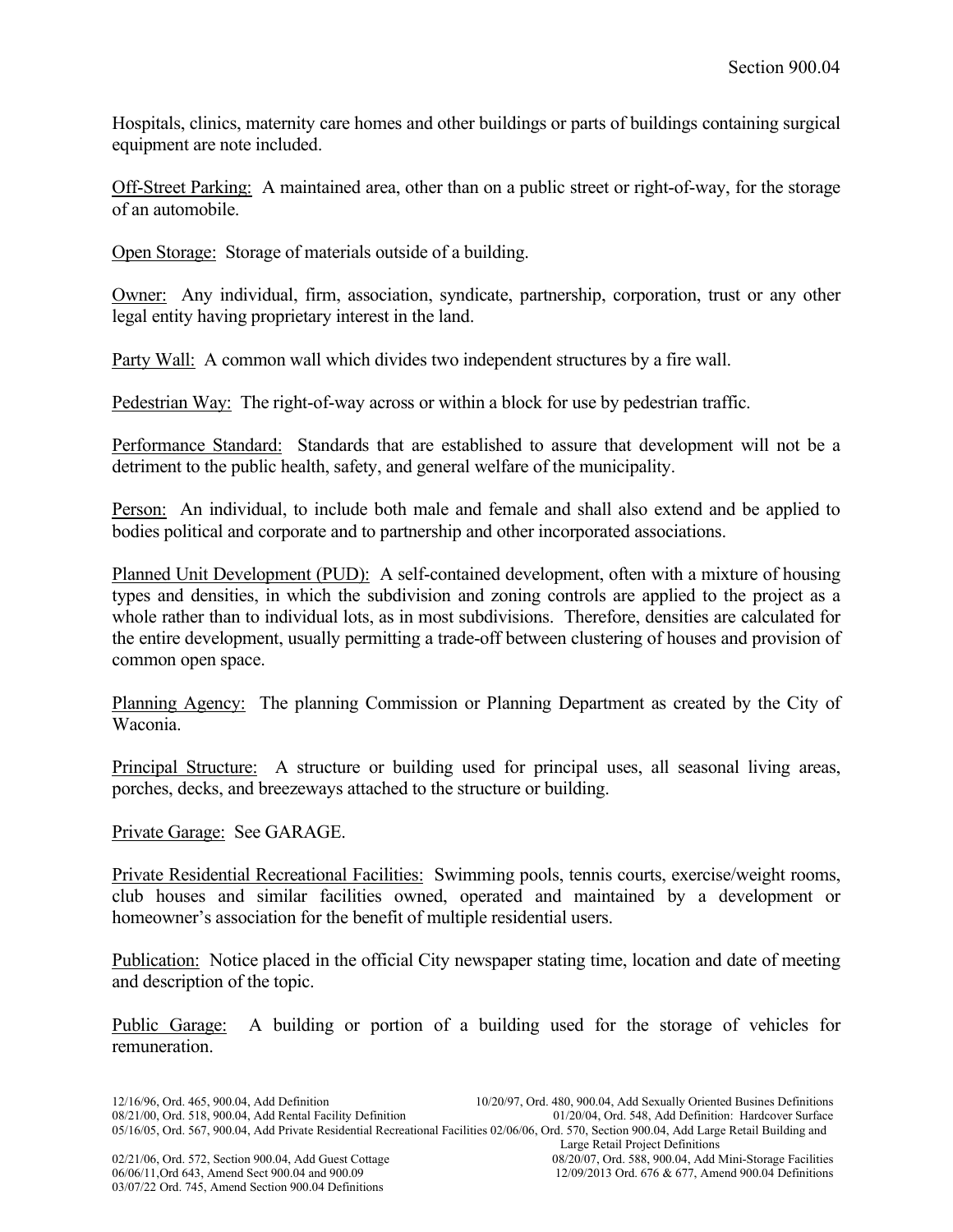Hospitals, clinics, maternity care homes and other buildings or parts of buildings containing surgical equipment are note included.

<u>Off-Street Parking:</u> A maintained area, other than on a public street or right-of-way, for the storage of an automobile.

<u>Open Storage:</u> Storage of materials outside of a building.

<u>Owner:</u> Any individual, firm, association, syndicate, partnership, corporation, trust or any other legal entity having proprietary interest in the land.

<u>Party Wall:</u> A common wall which divides two independent structures by a fire wall.

<u>Pedestrian Way:</u> The right-of-way across or within a block for use by pedestrian traffic.

<u>Performance Standard:</u> Standards that are established to assure that development will not be a detriment to the public health, safety, and general welfare of the municipality.

<u>Person:</u> An individual, to include both male and female and shall also extend and be applied to bodies political and corporate and to partnership and other incorporated associations.

<u>Planned Unit Development (PUD):</u> A self-contained development, often with a mixture of housing types and densities, in which the subdivision and zoning controls are applied to the project as a whole rather than to individual lots, as in most subdivisions. Therefore, densities are calculated for the entire development, usually permitting a trade-off between clustering of houses and provision of common open space.

<u>Planning Agency:</u> The planning Commission or Planning Department as created by the City of Waconia.

<u>Principal Structure:</u> A structure or building used for principal uses, all seasonal living areas, porches, decks, and breezeways attached to the structure or building.

<u>Private Garage:</u> See GARAGE.

<u>Private Residential Recreational Facilities:</u> Swimming pools, tennis courts, exercise/weight rooms, club houses and similar facilities owned, operated and maintained by a development or homeowner's association for the benefit of multiple residential users.

<u>Publication:</u> Notice placed in the official City newspaper stating time, location and date of meeting and description of the topic.

<u>Public Garage:</u> A building or portion of a building used for the storage of vehicles for remuneration.

12/16/96, Ord. 465, 900.04, Add Definition
10/20/97, Ord. 480, 900.04, Add Sexually Oriented Busines Definitions
08/21/00, Ord. 518, 900.04, Add Rental Facility Definition
01/20/04, Ord. 548, Add Definition: Hardcover Surface
05/16/05, Ord. 567, 900.04, Add Private Residential Recreational Facilities
02/06/06, Ord. 570, Section 900.04, Add Large Retail Building and Large Retail Project Definitions
02/21/06, Ord. 572, Section 900.04, Add Guest Cottage
08/20/07, Ord. 588, 900.04, Add Mini-Storage Facilities
06/06/11, Ord 643, Amend Sect 900.04 and 900.09
12/09/2013 Ord. 676 & 677, Amend 900.04 Definitions
03/07/22 Ord. 745, Amend Section 900.04 Definitions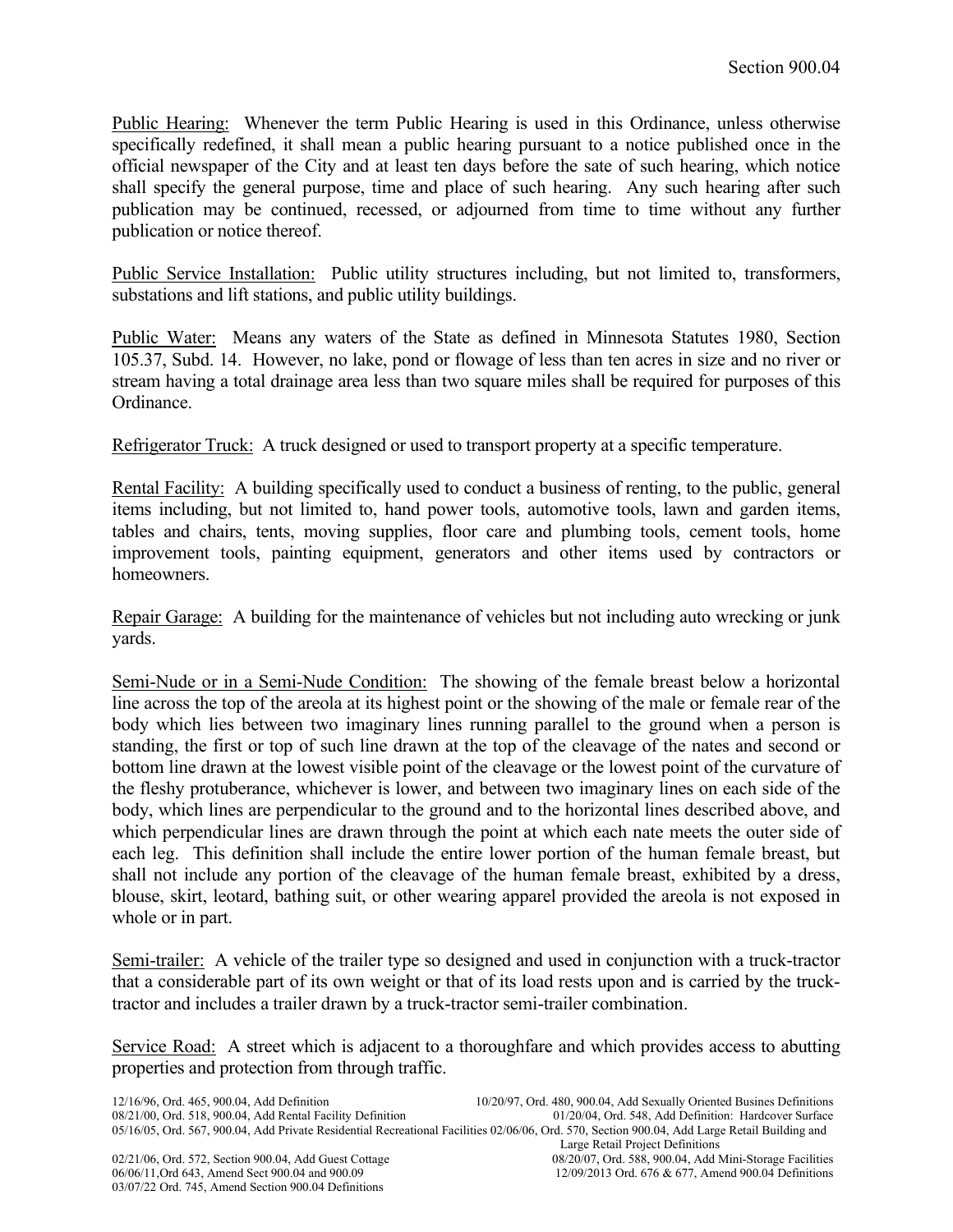Public Hearing: Whenever the term Public Hearing is used in this Ordinance, unless otherwise specifically redefined, it shall mean a public hearing pursuant to a notice published once in the official newspaper of the City and at least ten days before the sate of such hearing, which notice shall specify the general purpose, time and place of such hearing. Any such hearing after such publication may be continued, recessed, or adjourned from time to time without any further publication or notice thereof.

Public Service Installation: Public utility structures including, but not limited to, transformers, substations and lift stations, and public utility buildings.

Public Water: Means any waters of the State as defined in Minnesota Statutes 1980, Section 105.37, Subd. 14. However, no lake, pond or flowage of less than ten acres in size and no river or stream having a total drainage area less than two square miles shall be required for purposes of this Ordinance.

Refrigerator Truck: A truck designed or used to transport property at a specific temperature.

Rental Facility: A building specifically used to conduct a business of renting, to the public, general items including, but not limited to, hand power tools, automotive tools, lawn and garden items, tables and chairs, tents, moving supplies, floor care and plumbing tools, cement tools, home improvement tools, painting equipment, generators and other items used by contractors or homeowners.

Repair Garage: A building for the maintenance of vehicles but not including auto wrecking or junk yards.

Semi-Nude or in a Semi-Nude Condition: The showing of the female breast below a horizontal line across the top of the areola at its highest point or the showing of the male or female rear of the body which lies between two imaginary lines running parallel to the ground when a person is standing, the first or top of such line drawn at the top of the cleavage of the nates and second or bottom line drawn at the lowest visible point of the cleavage or the lowest point of the curvature of the fleshy protuberance, whichever is lower, and between two imaginary lines on each side of the body, which lines are perpendicular to the ground and to the horizontal lines described above, and which perpendicular lines are drawn through the point at which each nate meets the outer side of each leg. This definition shall include the entire lower portion of the human female breast, but shall not include any portion of the cleavage of the human female breast, exhibited by a dress, blouse, skirt, leotard, bathing suit, or other wearing apparel provided the areola is not exposed in whole or in part.

Semi-trailer: A vehicle of the trailer type so designed and used in conjunction with a truck-tractor that a considerable part of its own weight or that of its load rests upon and is carried by the truck-tractor and includes a trailer drawn by a truck-tractor semi-trailer combination.

Service Road: A street which is adjacent to a thoroughfare and which provides access to abutting properties and protection from through traffic.

12/16/96, Ord. 465, 900.04, Add Definition
10/20/97, Ord. 480, 900.04, Add Sexually Oriented Busines Definitions
08/21/00, Ord. 518, 900.04, Add Rental Facility Definition
01/20/04, Ord. 548, Add Definition: Hardcover Surface
05/16/05, Ord. 567, 900.04, Add Private Residential Recreational Facilities
02/06/06, Ord. 570, Section 900.04, Add Large Retail Building and Large Retail Project Definitions
02/21/06, Ord. 572, Section 900.04, Add Guest Cottage
08/20/07, Ord. 588, 900.04, Add Mini-Storage Facilities
06/06/11,Ord 643, Amend Sect 900.04 and 900.09
12/09/2013 Ord. 676 & 677, Amend 900.04 Definitions
03/07/22 Ord. 745, Amend Section 900.04 Definitions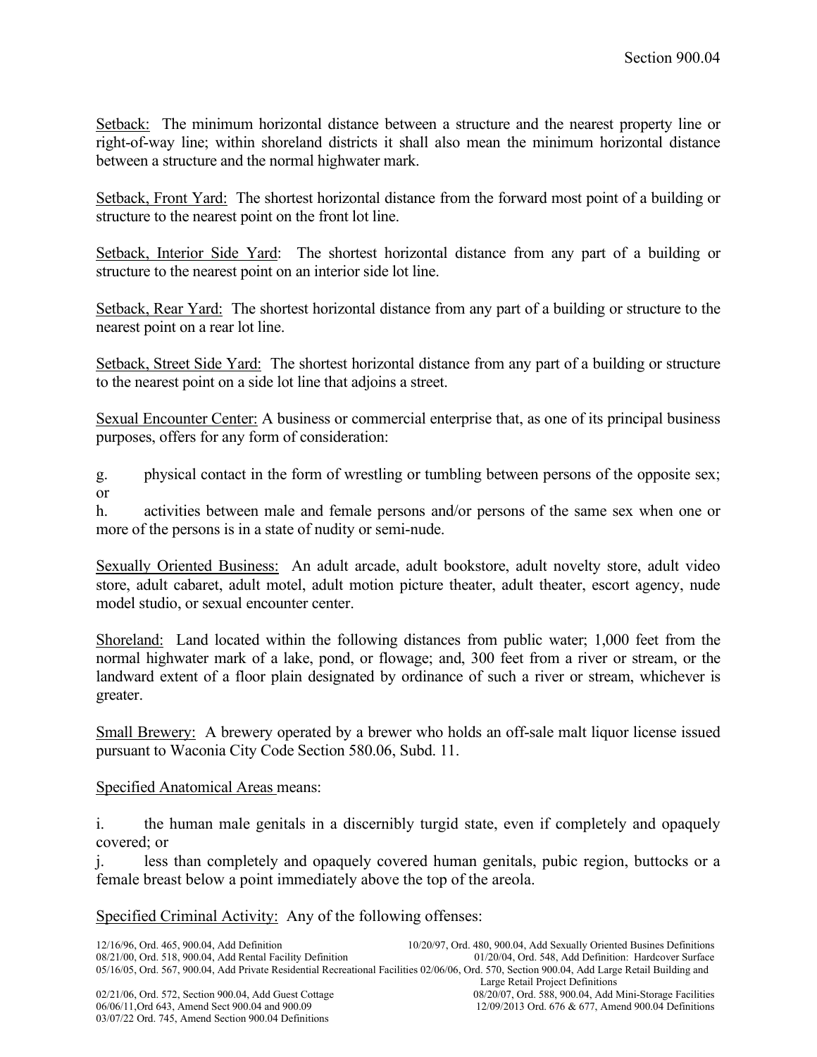Setback: The minimum horizontal distance between a structure and the nearest property line or right-of-way line; within shoreland districts it shall also mean the minimum horizontal distance between a structure and the normal highwater mark.

Setback, Front Yard: The shortest horizontal distance from the forward most point of a building or structure to the nearest point on the front lot line.

Setback, Interior Side Yard: The shortest horizontal distance from any part of a building or structure to the nearest point on an interior side lot line.

Setback, Rear Yard: The shortest horizontal distance from any part of a building or structure to the nearest point on a rear lot line.

Setback, Street Side Yard: The shortest horizontal distance from any part of a building or structure to the nearest point on a side lot line that adjoins a street.

Sexual Encounter Center: A business or commercial enterprise that, as one of its principal business purposes, offers for any form of consideration:

g. physical contact in the form of wrestling or tumbling between persons of the opposite sex; or

h. activities between male and female persons and/or persons of the same sex when one or more of the persons is in a state of nudity or semi-nude.

Sexually Oriented Business: An adult arcade, adult bookstore, adult novelty store, adult video store, adult cabaret, adult motel, adult motion picture theater, adult theater, escort agency, nude model studio, or sexual encounter center.

Shoreland: Land located within the following distances from public water; 1,000 feet from the normal highwater mark of a lake, pond, or flowage; and, 300 feet from a river or stream, or the landward extent of a floor plain designated by ordinance of such a river or stream, whichever is greater.

Small Brewery: A brewery operated by a brewer who holds an off-sale malt liquor license issued pursuant to Waconia City Code Section 580.06, Subd. 11.

Specified Anatomical Areas means:

i. the human male genitals in a discernibly turgid state, even if completely and opaquely covered; or

j. less than completely and opaquely covered human genitals, pubic region, buttocks or a female breast below a point immediately above the top of the areola.

Specified Criminal Activity: Any of the following offenses:

12/16/96, Ord. 465, 900.04, Add Definition
10/20/97, Ord. 480, 900.04, Add Sexually Oriented Busines Definitions
08/21/00, Ord. 518, 900.04, Add Rental Facility Definition
01/20/04, Ord. 548, Add Definition: Hardcover Surface
05/16/05, Ord. 567, 900.04, Add Private Residential Recreational Facilities
02/06/06, Ord. 570, Section 900.04, Add Large Retail Building and Large Retail Project Definitions
02/21/06, Ord. 572, Section 900.04, Add Guest Cottage
08/20/07, Ord. 588, 900.04, Add Mini-Storage Facilities
06/06/11, Ord 643, Amend Sect 900.04 and 900.09
12/09/2013 Ord. 676 & 677, Amend 900.04 Definitions
03/07/22 Ord. 745, Amend Section 900.04 Definitions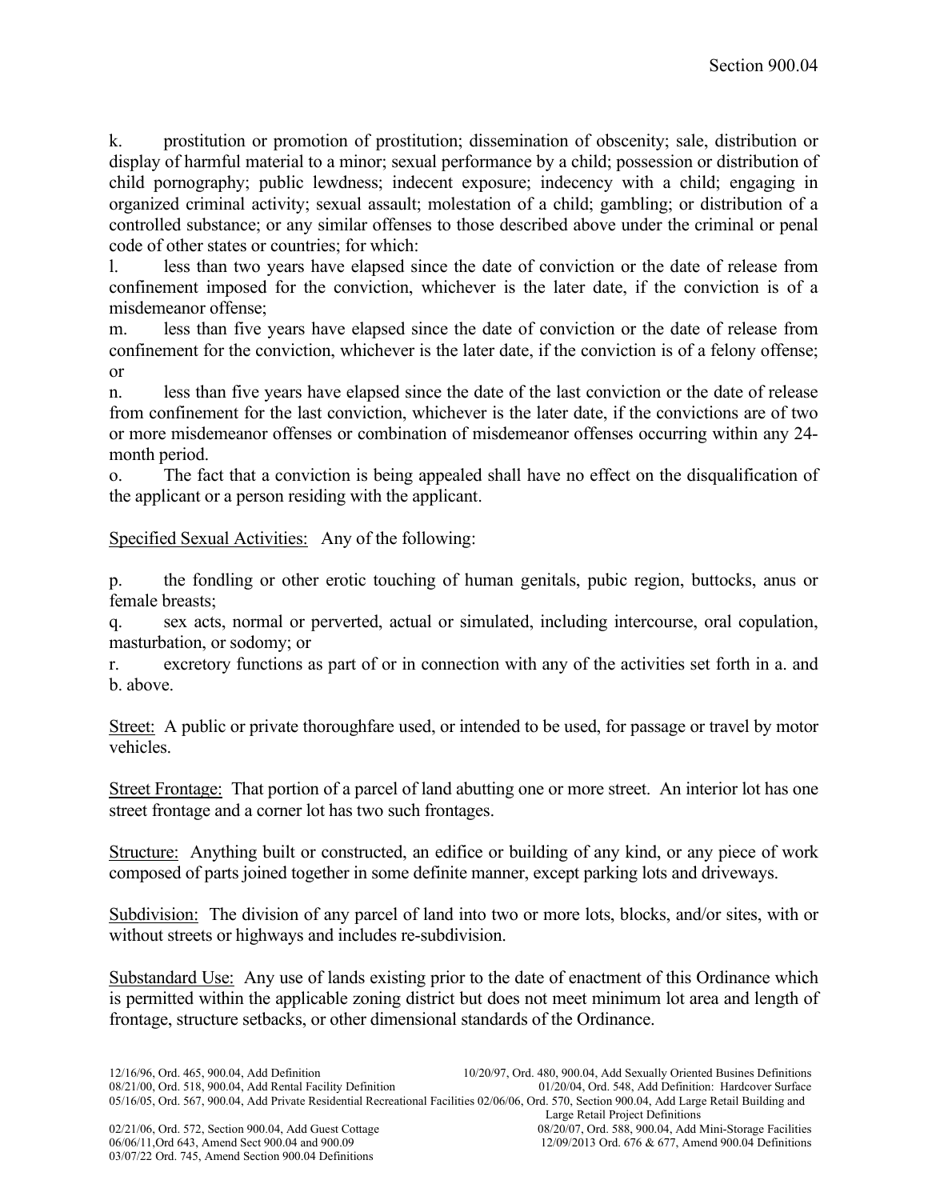k. prostitution or promotion of prostitution; dissemination of obscenity; sale, distribution or display of harmful material to a minor; sexual performance by a child; possession or distribution of child pornography; public lewdness; indecent exposure; indecency with a child; engaging in organized criminal activity; sexual assault; molestation of a child; gambling; or distribution of a controlled substance; or any similar offenses to those described above under the criminal or penal code of other states or countries; for which:

l. less than two years have elapsed since the date of conviction or the date of release from confinement imposed for the conviction, whichever is the later date, if the conviction is of a misdemeanor offense;

m. less than five years have elapsed since the date of conviction or the date of release from confinement for the conviction, whichever is the later date, if the conviction is of a felony offense; or

n. less than five years have elapsed since the date of the last conviction or the date of release from confinement for the last conviction, whichever is the later date, if the convictions are of two or more misdemeanor offenses or combination of misdemeanor offenses occurring within any 24-month period.

o. The fact that a conviction is being appealed shall have no effect on the disqualification of the applicant or a person residing with the applicant.

Specified Sexual Activities: Any of the following:

p. the fondling or other erotic touching of human genitals, pubic region, buttocks, anus or female breasts;

q. sex acts, normal or perverted, actual or simulated, including intercourse, oral copulation, masturbation, or sodomy; or

r. excretory functions as part of or in connection with any of the activities set forth in a. and b. above.

Street: A public or private thoroughfare used, or intended to be used, for passage or travel by motor vehicles.

Street Frontage: That portion of a parcel of land abutting one or more street. An interior lot has one street frontage and a corner lot has two such frontages.

Structure: Anything built or constructed, an edifice or building of any kind, or any piece of work composed of parts joined together in some definite manner, except parking lots and driveways.

Subdivision: The division of any parcel of land into two or more lots, blocks, and/or sites, with or without streets or highways and includes re-subdivision.

Substandard Use: Any use of lands existing prior to the date of enactment of this Ordinance which is permitted within the applicable zoning district but does not meet minimum lot area and length of frontage, structure setbacks, or other dimensional standards of the Ordinance.

12/16/96, Ord. 465, 900.04, Add Definition
10/20/97, Ord. 480, 900.04, Add Sexually Oriented Busines Definitions
08/21/00, Ord. 518, 900.04, Add Rental Facility Definition
01/20/04, Ord. 548, Add Definition: Hardcover Surface
05/16/05, Ord. 567, 900.04, Add Private Residential Recreational Facilities
02/06/06, Ord. 570, Section 900.04, Add Large Retail Building and Large Retail Project Definitions
02/21/06, Ord. 572, Section 900.04, Add Guest Cottage
08/20/07, Ord. 588, 900.04, Add Mini-Storage Facilities
06/06/11,Ord 643, Amend Sect 900.04 and 900.09
12/09/2013 Ord. 676 & 677, Amend 900.04 Definitions
03/07/22 Ord. 745, Amend Section 900.04 Definitions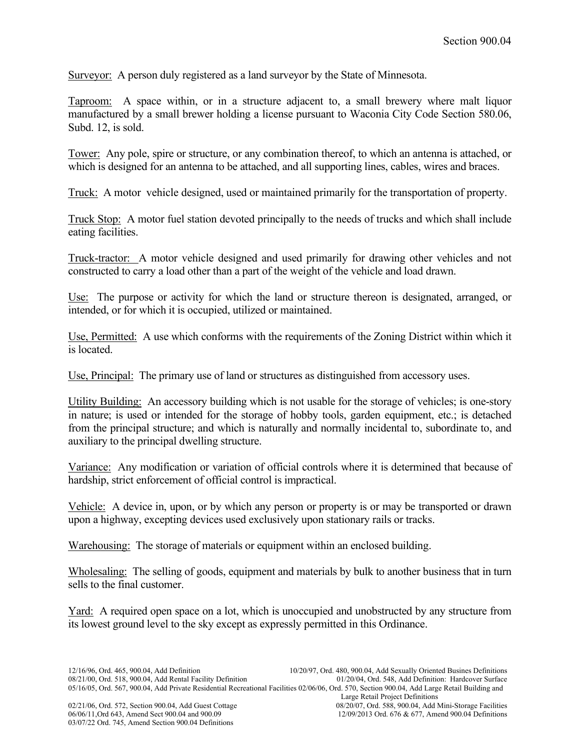Surveyor: A person duly registered as a land surveyor by the State of Minnesota.

Taproom: A space within, or in a structure adjacent to, a small brewery where malt liquor manufactured by a small brewer holding a license pursuant to Waconia City Code Section 580.06, Subd. 12, is sold.

Tower: Any pole, spire or structure, or any combination thereof, to which an antenna is attached, or which is designed for an antenna to be attached, and all supporting lines, cables, wires and braces.

Truck: A motor vehicle designed, used or maintained primarily for the transportation of property.

Truck Stop: A motor fuel station devoted principally to the needs of trucks and which shall include eating facilities.

Truck-tractor: A motor vehicle designed and used primarily for drawing other vehicles and not constructed to carry a load other than a part of the weight of the vehicle and load drawn.

Use: The purpose or activity for which the land or structure thereon is designated, arranged, or intended, or for which it is occupied, utilized or maintained.

Use, Permitted: A use which conforms with the requirements of the Zoning District within which it is located.

Use, Principal: The primary use of land or structures as distinguished from accessory uses.

Utility Building: An accessory building which is not usable for the storage of vehicles; is one-story in nature; is used or intended for the storage of hobby tools, garden equipment, etc.; is detached from the principal structure; and which is naturally and normally incidental to, subordinate to, and auxiliary to the principal dwelling structure.

Variance: Any modification or variation of official controls where it is determined that because of hardship, strict enforcement of official control is impractical.

Vehicle: A device in, upon, or by which any person or property is or may be transported or drawn upon a highway, excepting devices used exclusively upon stationary rails or tracks.

Warehousing: The storage of materials or equipment within an enclosed building.

Wholesaling: The selling of goods, equipment and materials by bulk to another business that in turn sells to the final customer.

Yard: A required open space on a lot, which is unoccupied and unobstructed by any structure from its lowest ground level to the sky except as expressly permitted in this Ordinance.

12/16/96, Ord. 465, 900.04, Add Definition
10/20/97, Ord. 480, 900.04, Add Sexually Oriented Busines Definitions
08/21/00, Ord. 518, 900.04, Add Rental Facility Definition
01/20/04, Ord. 548, Add Definition: Hardcover Surface
05/16/05, Ord. 567, 900.04, Add Private Residential Recreational Facilities
02/06/06, Ord. 570, Section 900.04, Add Large Retail Building and Large Retail Project Definitions
02/21/06, Ord. 572, Section 900.04, Add Guest Cottage
08/20/07, Ord. 588, 900.04, Add Mini-Storage Facilities
06/06/11,Ord 643, Amend Sect 900.04 and 900.09
12/09/2013 Ord. 676 & 677, Amend 900.04 Definitions
03/07/22 Ord. 745, Amend Section 900.04 Definitions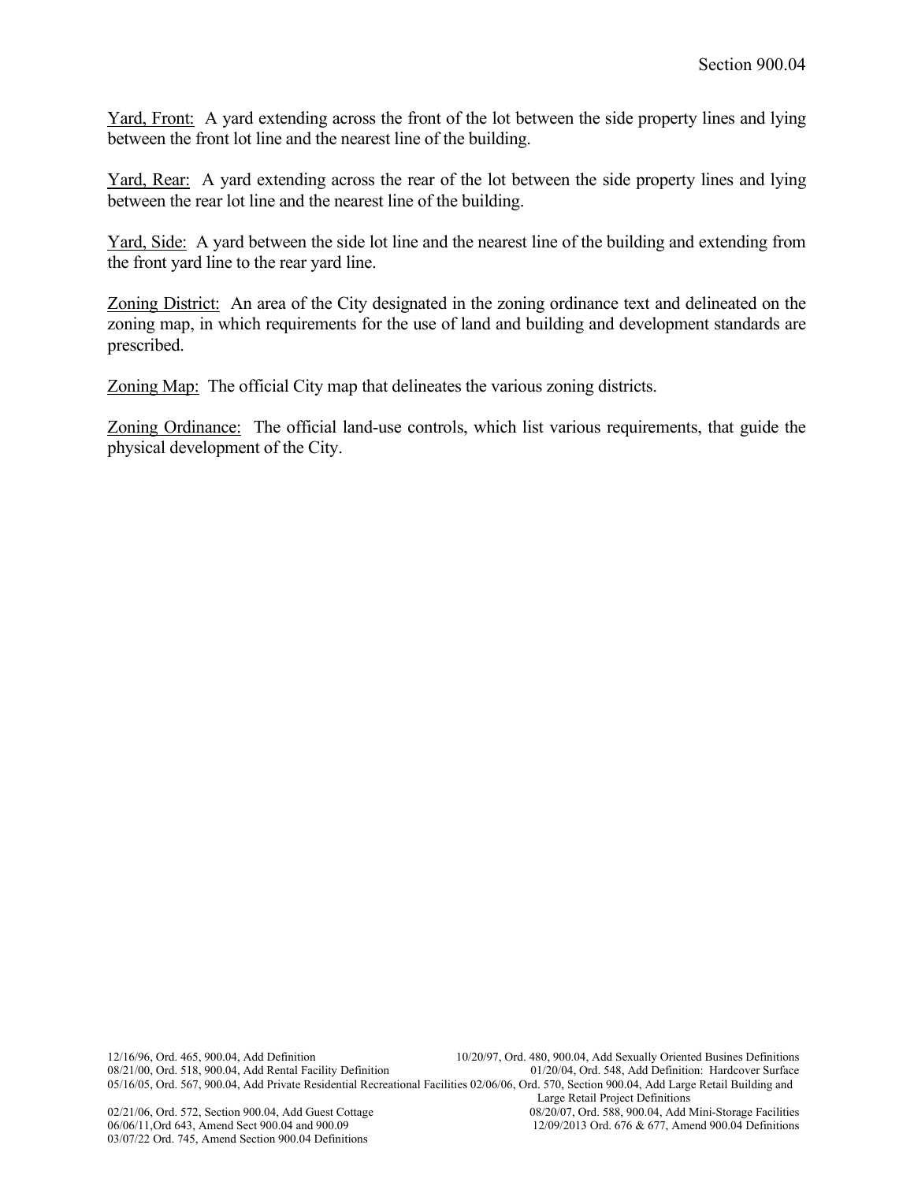Yard, Front: A yard extending across the front of the lot between the side property lines and lying between the front lot line and the nearest line of the building.

Yard, Rear: A yard extending across the rear of the lot between the side property lines and lying between the rear lot line and the nearest line of the building.

Yard, Side: A yard between the side lot line and the nearest line of the building and extending from the front yard line to the rear yard line.

Zoning District: An area of the City designated in the zoning ordinance text and delineated on the zoning map, in which requirements for the use of land and building and development standards are prescribed.

Zoning Map: The official City map that delineates the various zoning districts.

Zoning Ordinance: The official land-use controls, which list various requirements, that guide the physical development of the City.